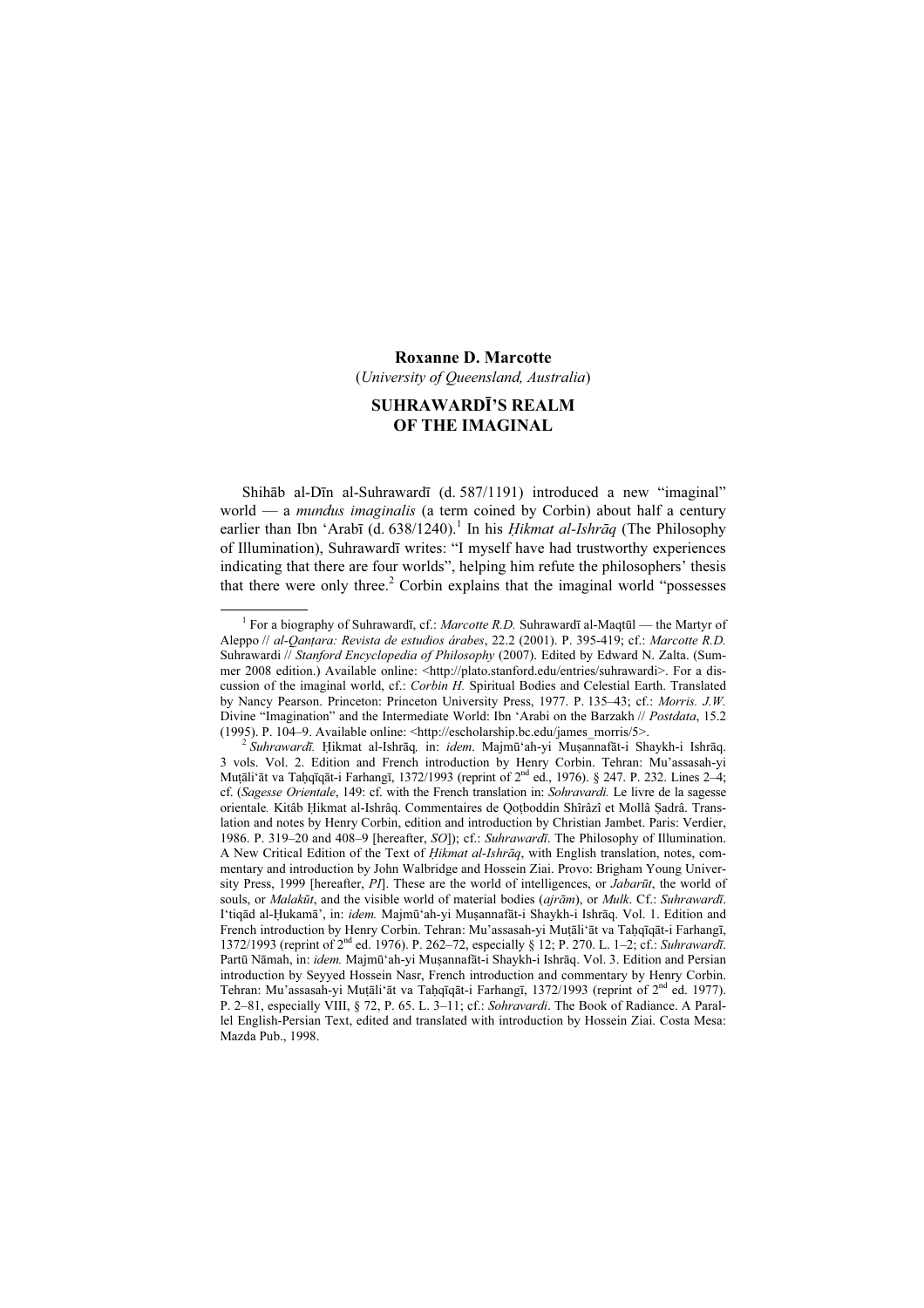**Roxanne D. Marcotte**
(*University of Queensland, Australia*)

# SUHRAWARDĪ'S REALM OF THE IMAGINAL

Shihāb al-Dīn al-Suhrawardī (d. 587/1191) introduced a new "imaginal" world — a *mundus imaginalis* (a term coined by Corbin) about half a century earlier than Ibn 'Arabī (d. 638/1240).[1] In his *Ḥikmat al-Ishrāq* (The Philosophy of Illumination), Suhrawardī writes: "I myself have had trustworthy experiences indicating that there are four worlds", helping him refute the philosophers' thesis that there were only three.[2] Corbin explains that the imaginal world "possesses

---

[1] For a biography of Suhrawardī, cf.: *Marcotte R.D.* Suhrawardī al-Maqtūl — the Martyr of Aleppo // *al-Qanṭara: Revista de estudios árabes*, 22.2 (2001). P. 395-419; cf.: *Marcotte R.D.* Suhrawardi // *Stanford Encyclopedia of Philosophy* (2007). Edited by Edward N. Zalta. (Summer 2008 edition.) Available online: <http://plato.stanford.edu/entries/suhrawardi>. For a discussion of the imaginal world, cf.: *Corbin H.* Spiritual Bodies and Celestial Earth. Translated by Nancy Pearson. Princeton: Princeton University Press, 1977. P. 135–43; cf.: *Morris. J.W.* Divine "Imagination" and the Intermediate World: Ibn 'Arabi on the Barzakh // *Postdata*, 15.2 (1995). P. 104–9. Available online: <http://escholarship.bc.edu/james_morris/5>.

[2] *Suhrawardī.* Ḥikmat al-Ishrāq*,* in: *idem*. Majmū'ah-yi Muṣannafāt-i Shaykh-i Ishrāq. 3 vols. Vol. 2. Edition and French introduction by Henry Corbin. Tehran: Mu'assasah-yi Muṭāli'āt va Taḥqīqāt-i Farhangī, 1372/1993 (reprint of 2nd ed., 1976). § 247. P. 232. Lines 2–4; cf. (*Sagesse Orientale*, 149: cf. with the French translation in: *Sohravardi.* Le livre de la sagesse orientale*.* Kitâb Ḥikmat al-Ishrâq. Commentaires de Qoṭboddin Shîrâzî et Mollâ Ṣadrâ. Translation and notes by Henry Corbin, edition and introduction by Christian Jambet. Paris: Verdier, 1986. P. 319–20 and 408–9 [hereafter, *SO*]); cf.: *Suhrawardī*. The Philosophy of Illumination. A New Critical Edition of the Text of *Ḥikmat al-Ishrāq*, with English translation, notes, commentary and introduction by John Walbridge and Hossein Ziai. Provo: Brigham Young University Press, 1999 [hereafter, *PI*]. These are the world of intelligences, or *Jabarūt*, the world of souls, or *Malakūt*, and the visible world of material bodies (*ajrām*), or *Mulk*. Cf.: *Suhrawardī*. I'tiqād al-Ḥukamā', in: *idem.* Majmū'ah-yi Muṣannafāt-i Shaykh-i Ishrāq. Vol. 1. Edition and French introduction by Henry Corbin. Tehran: Mu'assasah-yi Muṭāli'āt va Taḥqīqāt-i Farhangī, 1372/1993 (reprint of 2nd ed. 1976). P. 262–72, especially § 12; P. 270. L. 1–2; cf.: *Suhrawardī*. Partū Nāmah, in: *idem.* Majmū'ah-yi Muṣannafāt-i Shaykh-i Ishrāq. Vol. 3. Edition and Persian introduction by Seyyed Hossein Nasr, French introduction and commentary by Henry Corbin. Tehran: Mu'assasah-yi Muṭāli'āt va Taḥqīqāt-i Farhangī, 1372/1993 (reprint of 2nd ed. 1977). P. 2–81, especially VIII, § 72, P. 65. L. 3–11; cf.: *Sohravardi*. The Book of Radiance. A Parallel English-Persian Text, edited and translated with introduction by Hossein Ziai. Costa Mesa: Mazda Pub., 1998.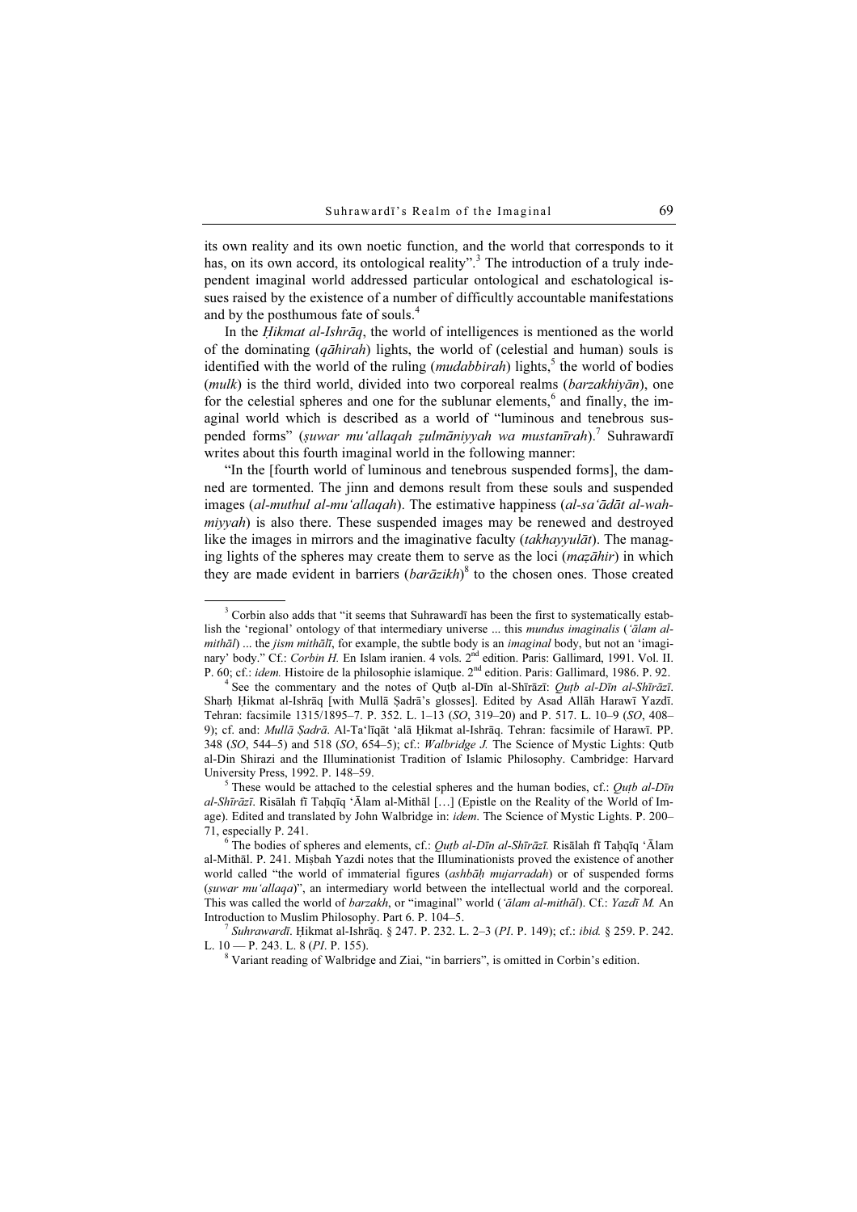its own reality and its own noetic function, and the world that corresponds to it has, on its own accord, its ontological reality".[3] The introduction of a truly independent imaginal world addressed particular ontological and eschatological issues raised by the existence of a number of difficultly accountable manifestations and by the posthumous fate of souls.[4]

In the *Ḥikmat al-Ishrāq*, the world of intelligences is mentioned as the world of the dominating (*qāhirah*) lights, the world of (celestial and human) souls is identified with the world of the ruling (*mudabbirah*) lights,[5] the world of bodies (*mulk*) is the third world, divided into two corporeal realms (*barzakhiyān*), one for the celestial spheres and one for the sublunar elements,[6] and finally, the imaginal world which is described as a world of "luminous and tenebrous suspended forms" (*ṣuwar mu'allaqah ẓulmāniyyah wa mustanīrah*).[7] Suhrawardī writes about this fourth imaginal world in the following manner:

"In the [fourth world of luminous and tenebrous suspended forms], the damned are tormented. The jinn and demons result from these souls and suspended images (*al-muthul al-mu'allaqah*). The estimative happiness (*al-sa'ādāt al-wahmiyyah*) is also there. These suspended images may be renewed and destroyed like the images in mirrors and the imaginative faculty (*takhayyulāt*). The managing lights of the spheres may create them to serve as the loci (*maẓāhir*) in which they are made evident in barriers (*barāzikh*)[8] to the chosen ones. Those created

---

[3] Corbin also adds that "it seems that Suhrawardī has been the first to systematically establish the 'regional' ontology of that intermediary universe ... this *mundus imaginalis* (*'ālam al-mithāl*) ... the *jism mithālī*, for example, the subtle body is an *imaginal* body, but not an 'imaginary' body." Cf.: *Corbin H.* En Islam iranien. 4 vols. 2nd edition. Paris: Gallimard, 1991. Vol. II. P. 60; cf.: *idem.* Histoire de la philosophie islamique. 2nd edition. Paris: Gallimard, 1986. P. 92.

[4] See the commentary and the notes of Quṭb al-Dīn al-Shīrāzī: *Quṭb al-Dīn al-Shīrāzī*. Sharḥ Ḥikmat al-Ishrāq [with Mullā Ṣadrā's glosses]. Edited by Asad Allāh Harawī Yazdī. Tehran: facsimile 1315/1895–7. P. 352. L. 1–13 (*SO*, 319–20) and P. 517. L. 10–9 (*SO*, 408–9); cf. and: *Mullā Ṣadrā*. Al-Ta'līqāt 'alā Ḥikmat al-Ishrāq. Tehran: facsimile of Harawī. PP. 348 (*SO*, 544–5) and 518 (*SO*, 654–5); cf.: *Walbridge J.* The Science of Mystic Lights: Qutb al-Din Shirazi and the Illuminationist Tradition of Islamic Philosophy. Cambridge: Harvard University Press, 1992. P. 148–59.

[5] These would be attached to the celestial spheres and the human bodies, cf.: *Quṭb al-Dīn al-Shīrāzī*. Risālah fī Taḥqīq 'Ālam al-Mithāl […] (Epistle on the Reality of the World of Image). Edited and translated by John Walbridge in: *idem*. The Science of Mystic Lights. P. 200–71, especially P. 241.

[6] The bodies of spheres and elements, cf.: *Quṭb al-Dīn al-Shīrāzī.* Risālah fī Taḥqīq 'Ālam al-Mithāl. P. 241. Miṣbah Yazdi notes that the Illuminationists proved the existence of another world called "the world of immaterial figures (*ashbāḥ mujarradah*) or of suspended forms (*ṣuwar mu'allaqa*)", an intermediary world between the intellectual world and the corporeal. This was called the world of *barzakh*, or "imaginal" world (*'ālam al-mithāl*). Cf.: *Yazdī M.* An Introduction to Muslim Philosophy. Part 6. P. 104–5.

[7] *Suhrawardī*. Ḥikmat al-Ishrāq. § 247. P. 232. L. 2–3 (*PI*. P. 149); cf.: *ibid.* § 259. P. 242. L. 10 — P. 243. L. 8 (*PI*. P. 155).

[8] Variant reading of Walbridge and Ziai, "in barriers", is omitted in Corbin's edition.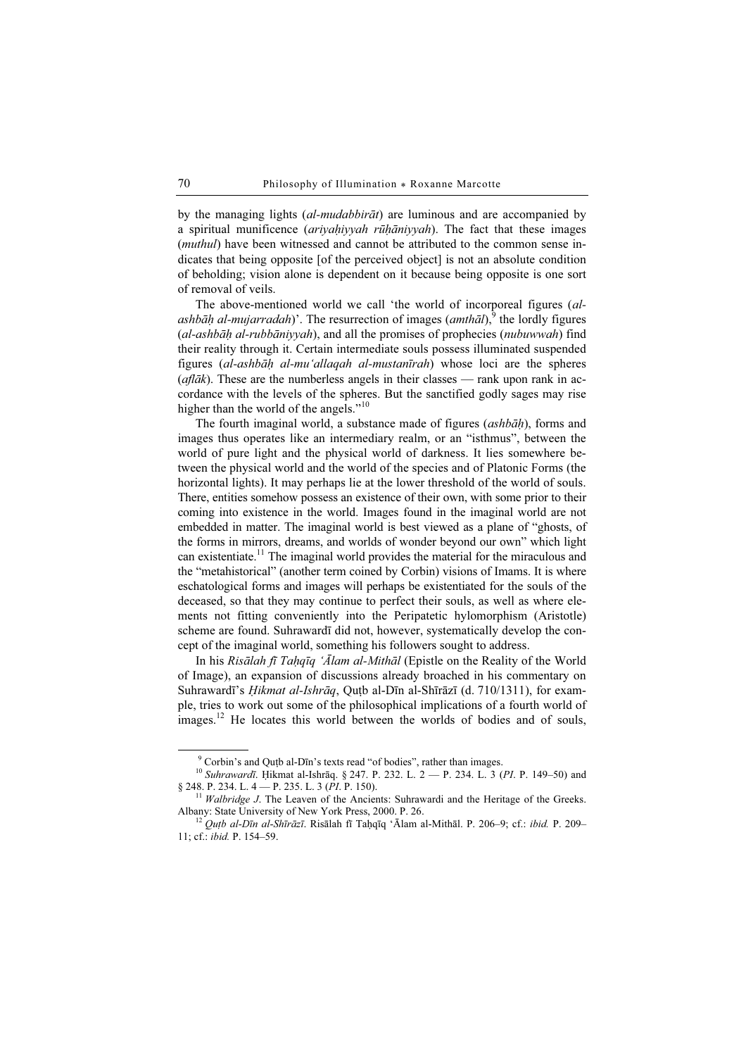by the managing lights (*al-mudabbirāt*) are luminous and are accompanied by a spiritual munificence (*ariyaḥiyyah rūḥāniyyah*). The fact that these images (*muthul*) have been witnessed and cannot be attributed to the common sense indicates that being opposite [of the perceived object] is not an absolute condition of beholding; vision alone is dependent on it because being opposite is one sort of removal of veils.

The above-mentioned world we call 'the world of incorporeal figures (*al-ashbāḥ al-mujarradah*)'. The resurrection of images (*amthāl*),[9] the lordly figures (*al-ashbāḥ al-rubbāniyyah*), and all the promises of prophecies (*nubuwwah*) find their reality through it. Certain intermediate souls possess illuminated suspended figures (*al-ashbāḥ al-mu'allaqah al-mustanīrah*) whose loci are the spheres (*aflāk*). These are the numberless angels in their classes — rank upon rank in accordance with the levels of the spheres. But the sanctified godly sages may rise higher than the world of the angels."[10]

The fourth imaginal world, a substance made of figures (*ashbāḥ*), forms and images thus operates like an intermediary realm, or an "isthmus", between the world of pure light and the physical world of darkness. It lies somewhere between the physical world and the world of the species and of Platonic Forms (the horizontal lights). It may perhaps lie at the lower threshold of the world of souls. There, entities somehow possess an existence of their own, with some prior to their coming into existence in the world. Images found in the imaginal world are not embedded in matter. The imaginal world is best viewed as a plane of "ghosts, of the forms in mirrors, dreams, and worlds of wonder beyond our own" which light can existentiate.[11] The imaginal world provides the material for the miraculous and the "metahistorical" (another term coined by Corbin) visions of Imams. It is where eschatological forms and images will perhaps be existentiated for the souls of the deceased, so that they may continue to perfect their souls, as well as where elements not fitting conveniently into the Peripatetic hylomorphism (Aristotle) scheme are found. Suhrawardī did not, however, systematically develop the concept of the imaginal world, something his followers sought to address.

In his *Risālah fī Taḥqīq 'Ālam al-Mithāl* (Epistle on the Reality of the World of Image), an expansion of discussions already broached in his commentary on Suhrawardī's *Ḥikmat al-Ishrāq*, Quṭb al-Dīn al-Shīrāzī (d. 710/1311), for example, tries to work out some of the philosophical implications of a fourth world of images.[12] He locates this world between the worlds of bodies and of souls,

---

[9] Corbin's and Quṭb al-Dīn's texts read "of bodies", rather than images.

[10] *Suhrawardī*. Ḥikmat al-Ishrāq. § 247. P. 232. L. 2 — P. 234. L. 3 (*PI*. P. 149–50) and § 248. P. 234. L. 4 — P. 235. L. 3 (*PI*. P. 150).

[11] *Walbridge J*. The Leaven of the Ancients: Suhrawardi and the Heritage of the Greeks. Albany: State University of New York Press, 2000. P. 26.

[12] *Quṭb al-Dīn al-Shīrāzī*. Risālah fī Taḥqīq 'Ālam al-Mithāl. P. 206–9; cf.: *ibid.* P. 209–11; cf.: *ibid.* P. 154–59.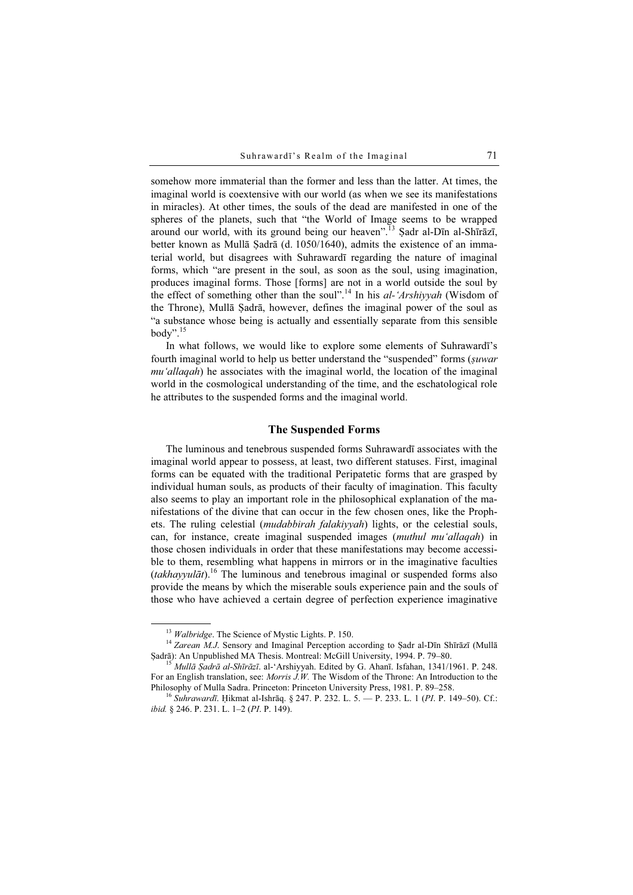somehow more immaterial than the former and less than the latter. At times, the imaginal world is coextensive with our world (as when we see its manifestations in miracles). At other times, the souls of the dead are manifested in one of the spheres of the planets, such that "the World of Image seems to be wrapped around our world, with its ground being our heaven".[13] Ṣadr al-Dīn al-Shīrāzī, better known as Mullā Ṣadrā (d. 1050/1640), admits the existence of an immaterial world, but disagrees with Suhrawardī regarding the nature of imaginal forms, which "are present in the soul, as soon as the soul, using imagination, produces imaginal forms. Those [forms] are not in a world outside the soul by the effect of something other than the soul".[14] In his *al-'Arshiyyah* (Wisdom of the Throne), Mullā Ṣadrā, however, defines the imaginal power of the soul as "a substance whose being is actually and essentially separate from this sensible body".[15]

In what follows, we would like to explore some elements of Suhrawardī's fourth imaginal world to help us better understand the "suspended" forms (*ṣuwar mu'allaqah*) he associates with the imaginal world, the location of the imaginal world in the cosmological understanding of the time, and the eschatological role he attributes to the suspended forms and the imaginal world.

## The Suspended Forms

The luminous and tenebrous suspended forms Suhrawardī associates with the imaginal world appear to possess, at least, two different statuses. First, imaginal forms can be equated with the traditional Peripatetic forms that are grasped by individual human souls, as products of their faculty of imagination. This faculty also seems to play an important role in the philosophical explanation of the manifestations of the divine that can occur in the few chosen ones, like the Prophets. The ruling celestial (*mudabbirah falakiyyah*) lights, or the celestial souls, can, for instance, create imaginal suspended images (*muthul mu'allaqah*) in those chosen individuals in order that these manifestations may become accessible to them, resembling what happens in mirrors or in the imaginative faculties (*takhayyulāt*).[16] The luminous and tenebrous imaginal or suspended forms also provide the means by which the miserable souls experience pain and the souls of those who have achieved a certain degree of perfection experience imaginative

---

[13] *Walbridge*. The Science of Mystic Lights. P. 150.

[14] *Zarean M.J.* Sensory and Imaginal Perception according to Ṣadr al-Dīn Shīrāzī (Mullā Ṣadrā): An Unpublished MA Thesis. Montreal: McGill University, 1994. P. 79–80.

[15] *Mullā Ṣadrā al-Shīrāzī*. al-'Arshiyyah. Edited by G. Ahanī. Isfahan, 1341/1961. P. 248. For an English translation, see: *Morris J.W.* The Wisdom of the Throne: An Introduction to the Philosophy of Mulla Sadra. Princeton: Princeton University Press, 1981. P. 89–258.

[16] *Suhrawardī*. Ḥikmat al-Ishrāq. § 247. P. 232. L. 5. — P. 233. L. 1 (*PI*. P. 149–50). Cf.: *ibid.* § 246. P. 231. L. 1–2 (*PI*. P. 149).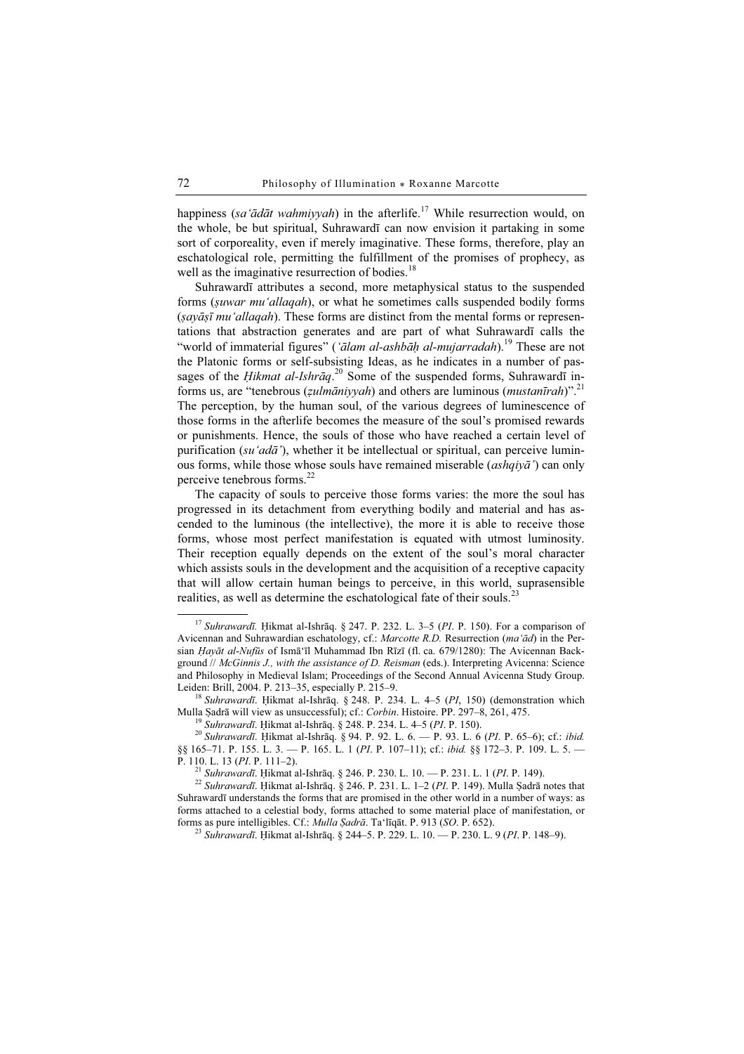happiness (*saʻādāt wahmiyyah*) in the afterlife.[17] While resurrection would, on the whole, be but spiritual, Suhrawardī can now envision it partaking in some sort of corporeality, even if merely imaginative. These forms, therefore, play an eschatological role, permitting the fulfillment of the promises of prophecy, as well as the imaginative resurrection of bodies.[18]

Suhrawardī attributes a second, more metaphysical status to the suspended forms (*ṣuwar muʻallaqah*), or what he sometimes calls suspended bodily forms (*ṣayāṣī muʻallaqah*). These forms are distinct from the mental forms or representations that abstraction generates and are part of what Suhrawardī calls the "world of immaterial figures" (*ʻālam al-ashbāḥ al-mujarradah*).[19] These are not the Platonic forms or self-subsisting Ideas, as he indicates in a number of passages of the *Ḥikmat al-Ishrāq*.[20] Some of the suspended forms, Suhrawardī informs us, are "tenebrous (*ẓulmāniyyah*) and others are luminous (*mustanīrah*)".[21] The perception, by the human soul, of the various degrees of luminescence of those forms in the afterlife becomes the measure of the soul's promised rewards or punishments. Hence, the souls of those who have reached a certain level of purification (*suʻadā'*), whether it be intellectual or spiritual, can perceive luminous forms, while those whose souls have remained miserable (*ashqiyā'*) can only perceive tenebrous forms.[22]

The capacity of souls to perceive those forms varies: the more the soul has progressed in its detachment from everything bodily and material and has ascended to the luminous (the intellective), the more it is able to receive those forms, whose most perfect manifestation is equated with utmost luminosity. Their reception equally depends on the extent of the soul's moral character which assists souls in the development and the acquisition of a receptive capacity that will allow certain human beings to perceive, in this world, suprasensible realities, as well as determine the eschatological fate of their souls.[23]

---

[17] *Suhrawardī.* Ḥikmat al-Ishrāq. § 247. P. 232. L. 3–5 (*PI*. P. 150). For a comparison of Avicennan and Suhrawardian eschatology, cf.: *Marcotte R.D.* Resurrection (*maʻād*) in the Persian *Ḥayāt al-Nufūs* of Ismāʻīl Muhammad Ibn Rīzī (fl. ca. 679/1280): The Avicennan Background // *McGinnis J., with the assistance of D. Reisman* (eds.). Interpreting Avicenna: Science and Philosophy in Medieval Islam; Proceedings of the Second Annual Avicenna Study Group. Leiden: Brill, 2004. P. 213–35, especially P. 215–9.

[18] *Suhrawardī*. Ḥikmat al-Ishrāq. § 248. P. 234. L. 4–5 (*PI*, 150) (demonstration which Mulla Ṣadrā will view as unsuccessful); cf.: *Corbin*. Histoire. PP. 297–8, 261, 475.

[19] *Suhrawardī*. Ḥikmat al-Ishrāq. § 248. P. 234. L. 4–5 (*PI*. P. 150).

[20] *Suhrawardī*. Ḥikmat al-Ishrāq. § 94. P. 92. L. 6. — P. 93. L. 6 (*PI*. P. 65–6); cf.: *ibid.* §§ 165–71. P. 155. L. 3. — P. 165. L. 1 (*PI*. P. 107–11); cf.: *ibid.* §§ 172–3. P. 109. L. 5. — P. 110. L. 13 (*PI*. P. 111–2).

[21] *Suhrawardī*. Ḥikmat al-Ishrāq. § 246. P. 230. L. 10. — P. 231. L. 1 (*PI*. P. 149).

[22] *Suhrawardī*. Ḥikmat al-Ishrāq. § 246. P. 231. L. 1–2 (*PI*. P. 149). Mulla Ṣadrā notes that Suhrawardī understands the forms that are promised in the other world in a number of ways: as forms attached to a celestial body, forms attached to some material place of manifestation, or forms as pure intelligibles. Cf.: *Mulla Ṣadrā*. Taʻlīqāt. P. 913 (*SO*. P. 652).

[23] *Suhrawardī*. Ḥikmat al-Ishrāq. § 244–5. P. 229. L. 10. — P. 230. L. 9 (*PI*. P. 148–9).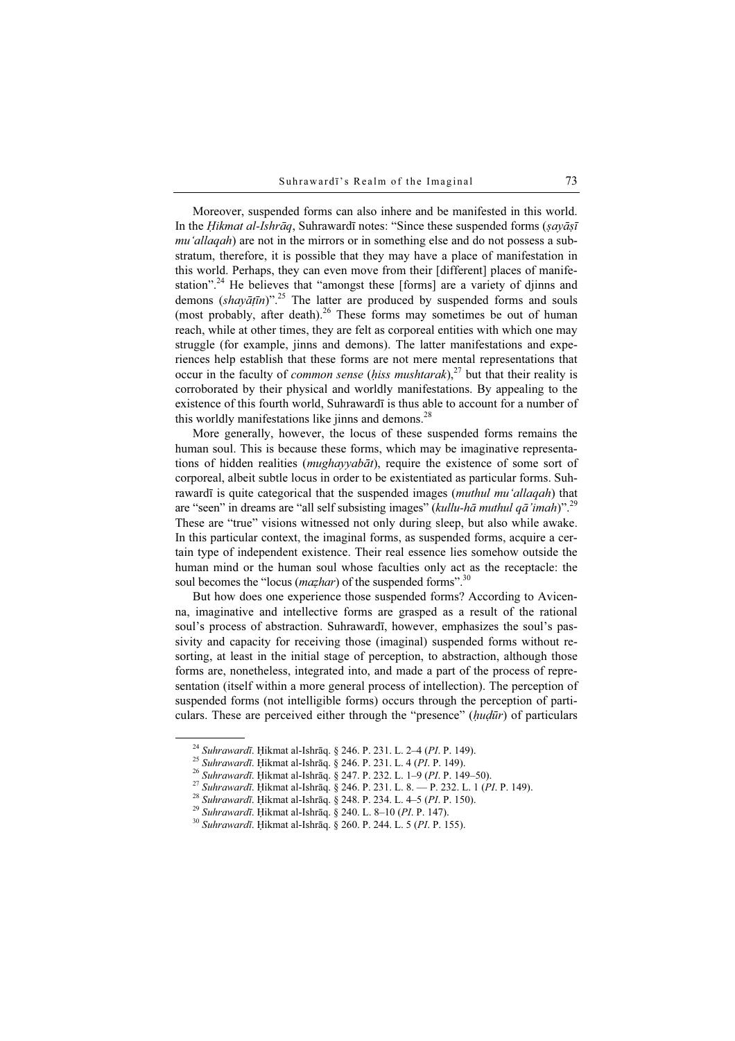Moreover, suspended forms can also inhere and be manifested in this world. In the *Ḥikmat al-Ishrāq*, Suhrawardī notes: "Since these suspended forms (*ṣayāṣī mu'allaqah*) are not in the mirrors or in something else and do not possess a substratum, therefore, it is possible that they may have a place of manifestation in this world. Perhaps, they can even move from their [different] places of manifestation".[24] He believes that "amongst these [forms] are a variety of djinns and demons (*shayāṭīn*)".[25] The latter are produced by suspended forms and souls (most probably, after death).[26] These forms may sometimes be out of human reach, while at other times, they are felt as corporeal entities with which one may struggle (for example, jinns and demons). The latter manifestations and experiences help establish that these forms are not mere mental representations that occur in the faculty of *common sense* (*ḥiss mushtarak*),[27] but that their reality is corroborated by their physical and worldly manifestations. By appealing to the existence of this fourth world, Suhrawardī is thus able to account for a number of this worldly manifestations like jinns and demons.[28]

More generally, however, the locus of these suspended forms remains the human soul. This is because these forms, which may be imaginative representations of hidden realities (*mughayyabāt*), require the existence of some sort of corporeal, albeit subtle locus in order to be existentiated as particular forms. Suhrawardī is quite categorical that the suspended images (*muthul mu'allaqah*) that are "seen" in dreams are "all self subsisting images" (*kullu-hā muthul qā'imah*)".[29] These are "true" visions witnessed not only during sleep, but also while awake. In this particular context, the imaginal forms, as suspended forms, acquire a certain type of independent existence. Their real essence lies somehow outside the human mind or the human soul whose faculties only act as the receptacle: the soul becomes the "locus (*maẓhar*) of the suspended forms".[30]

But how does one experience those suspended forms? According to Avicenna, imaginative and intellective forms are grasped as a result of the rational soul's process of abstraction. Suhrawardī, however, emphasizes the soul's passivity and capacity for receiving those (imaginal) suspended forms without resorting, at least in the initial stage of perception, to abstraction, although those forms are, nonetheless, integrated into, and made a part of the process of representation (itself within a more general process of intellection). The perception of suspended forms (not intelligible forms) occurs through the perception of particulars. These are perceived either through the "presence" (*ḥuḍūr*) of particulars

---

[24] *Suhrawardī*. Ḥikmat al-Ishrāq. § 246. P. 231. L. 2–4 (*PI*. P. 149).

[25] *Suhrawardī*. Ḥikmat al-Ishrāq. § 246. P. 231. L. 4 (*PI*. P. 149).

[26] *Suhrawardī*. Ḥikmat al-Ishrāq. § 247. P. 232. L. 1–9 (*PI*. P. 149–50).

[27] *Suhrawardī*. Ḥikmat al-Ishrāq. § 246. P. 231. L. 8. — P. 232. L. 1 (*PI*. P. 149).

[28] *Suhrawardī*. Ḥikmat al-Ishrāq. § 248. P. 234. L. 4–5 (*PI*. P. 150).

[29] *Suhrawardī*. Ḥikmat al-Ishrāq. § 240. L. 8–10 (*PI*. P. 147).

[30] *Suhrawardī*. Ḥikmat al-Ishrāq. § 260. P. 244. L. 5 (*PI*. P. 155).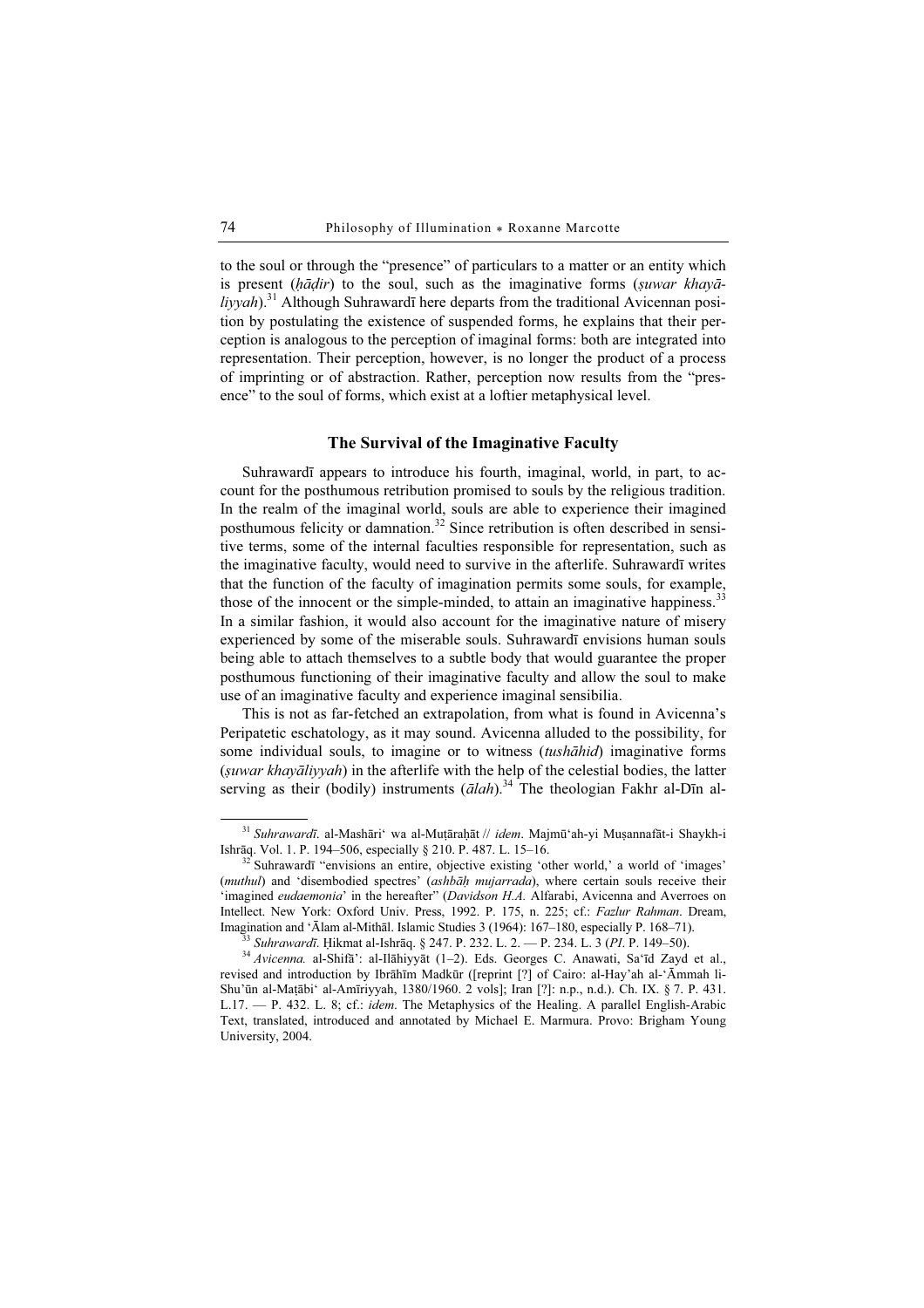to the soul or through the "presence" of particulars to a matter or an entity which is present (*ḥāḍir*) to the soul, such as the imaginative forms (*ṣuwar khayāliyyah*).[31] Although Suhrawardī here departs from the traditional Avicennan position by postulating the existence of suspended forms, he explains that their perception is analogous to the perception of imaginal forms: both are integrated into representation. Their perception, however, is no longer the product of a process of imprinting or of abstraction. Rather, perception now results from the "presence" to the soul of forms, which exist at a loftier metaphysical level.

### The Survival of the Imaginative Faculty

Suhrawardī appears to introduce his fourth, imaginal, world, in part, to account for the posthumous retribution promised to souls by the religious tradition. In the realm of the imaginal world, souls are able to experience their imagined posthumous felicity or damnation.[32] Since retribution is often described in sensitive terms, some of the internal faculties responsible for representation, such as the imaginative faculty, would need to survive in the afterlife. Suhrawardī writes that the function of the faculty of imagination permits some souls, for example, those of the innocent or the simple-minded, to attain an imaginative happiness.[33] In a similar fashion, it would also account for the imaginative nature of misery experienced by some of the miserable souls. Suhrawardī envisions human souls being able to attach themselves to a subtle body that would guarantee the proper posthumous functioning of their imaginative faculty and allow the soul to make use of an imaginative faculty and experience imaginal sensibilia.

This is not as far-fetched an extrapolation, from what is found in Avicenna's Peripatetic eschatology, as it may sound. Avicenna alluded to the possibility, for some individual souls, to imagine or to witness (*tushāhid*) imaginative forms (*ṣuwar khayāliyyah*) in the afterlife with the help of the celestial bodies, the latter serving as their (bodily) instruments (*ālah*).[34] The theologian Fakhr al-Dīn al-

---

[31] *Suhrawardī*. al-Mashāri' wa al-Muṭāraḥāt // *idem*. Majmū'ah-yi Muṣannafāt-i Shaykh-i Ishrāq. Vol. 1. P. 194–506, especially § 210. P. 487. L. 15–16.

[32] Suhrawardī "envisions an entire, objective existing 'other world,' a world of 'images' (*muthul*) and 'disembodied spectres' (*ashbāḥ mujarrada*), where certain souls receive their 'imagined *eudaemonia*' in the hereafter" (*Davidson H.A.* Alfarabi, Avicenna and Averroes on Intellect. New York: Oxford Univ. Press, 1992. P. 175, n. 225; cf.: *Fazlur Rahman*. Dream, Imagination and 'Ālam al-Mithāl. Islamic Studies 3 (1964): 167–180, especially P. 168–71).

[33] *Suhrawardī*. Ḥikmat al-Ishrāq. § 247. P. 232. L. 2. — P. 234. L. 3 (*PI*. P. 149–50).

[34] *Avicenna.* al-Shifā': al-Ilāhiyyāt (1–2). Eds. Georges C. Anawati, Sa'īd Zayd et al., revised and introduction by Ibrāhīm Madkūr ([reprint [?] of Cairo: al-Hay'ah al-'Āmmah li-Shu'ūn al-Maṭābi' al-Amīriyyah, 1380/1960. 2 vols]; Iran [?]: n.p., n.d.). Ch. IX. § 7. P. 431. L.17. — P. 432. L. 8; cf.: *idem*. The Metaphysics of the Healing. A parallel English-Arabic Text, translated, introduced and annotated by Michael E. Marmura. Provo: Brigham Young University, 2004.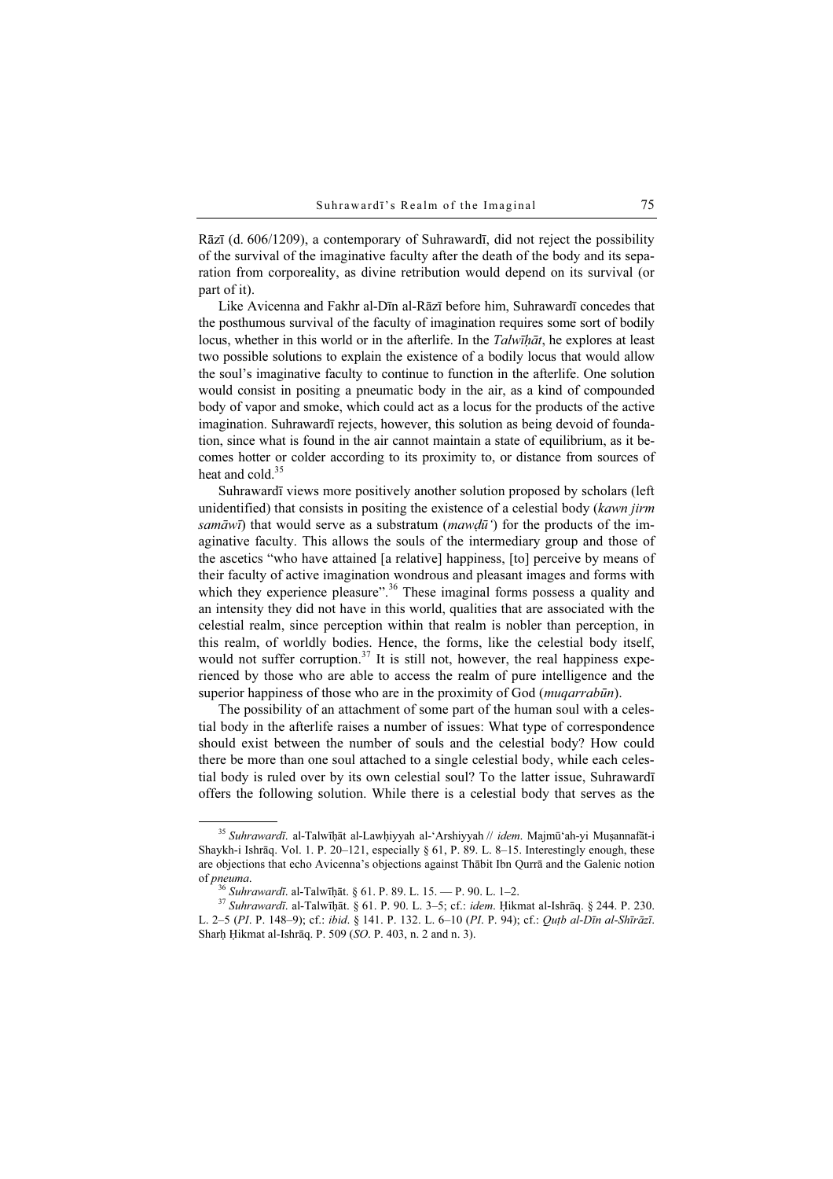Rāzī (d. 606/1209), a contemporary of Suhrawardī, did not reject the possibility of the survival of the imaginative faculty after the death of the body and its separation from corporeality, as divine retribution would depend on its survival (or part of it).

Like Avicenna and Fakhr al-Dīn al-Rāzī before him, Suhrawardī concedes that the posthumous survival of the faculty of imagination requires some sort of bodily locus, whether in this world or in the afterlife. In the *Talwīḥāt*, he explores at least two possible solutions to explain the existence of a bodily locus that would allow the soul's imaginative faculty to continue to function in the afterlife. One solution would consist in positing a pneumatic body in the air, as a kind of compounded body of vapor and smoke, which could act as a locus for the products of the active imagination. Suhrawardī rejects, however, this solution as being devoid of foundation, since what is found in the air cannot maintain a state of equilibrium, as it becomes hotter or colder according to its proximity to, or distance from sources of heat and cold.[35]

Suhrawardī views more positively another solution proposed by scholars (left unidentified) that consists in positing the existence of a celestial body (*kawn jirm samāwī*) that would serve as a substratum (*mawḍūʻ*) for the products of the imaginative faculty. This allows the souls of the intermediary group and those of the ascetics "who have attained [a relative] happiness, [to] perceive by means of their faculty of active imagination wondrous and pleasant images and forms with which they experience pleasure".[36] These imaginal forms possess a quality and an intensity they did not have in this world, qualities that are associated with the celestial realm, since perception within that realm is nobler than perception, in this realm, of worldly bodies. Hence, the forms, like the celestial body itself, would not suffer corruption.[37] It is still not, however, the real happiness experienced by those who are able to access the realm of pure intelligence and the superior happiness of those who are in the proximity of God (*muqarrabūn*).

The possibility of an attachment of some part of the human soul with a celestial body in the afterlife raises a number of issues: What type of correspondence should exist between the number of souls and the celestial body? How could there be more than one soul attached to a single celestial body, while each celestial body is ruled over by its own celestial soul? To the latter issue, Suhrawardī offers the following solution. While there is a celestial body that serves as the

---

[35] *Suhrawardī*. al-Talwīḥāt al-Lawḥiyyah al-ʻArshiyyah // *idem*. Majmūʻah-yi Muṣannafāt-i Shaykh-i Ishrāq. Vol. 1. P. 20–121, especially § 61, P. 89. L. 8–15. Interestingly enough, these are objections that echo Avicenna's objections against Thābit Ibn Qurrā and the Galenic notion of *pneuma*.

[36] *Suhrawardī*. al-Talwīḥāt. § 61. P. 89. L. 15. — P. 90. L. 1–2.

[37] *Suhrawardī*. al-Talwīḥāt. § 61. P. 90. L. 3–5; cf.: *idem*. Ḥikmat al-Ishrāq. § 244. P. 230. L. 2–5 (*PI*. P. 148–9); cf.: *ibid*. § 141. P. 132. L. 6–10 (*PI*. P. 94); cf.: *Quṭb al-Dīn al-Shīrāzī*. Sharḥ Ḥikmat al-Ishrāq. P. 509 (*SO*. P. 403, n. 2 and n. 3).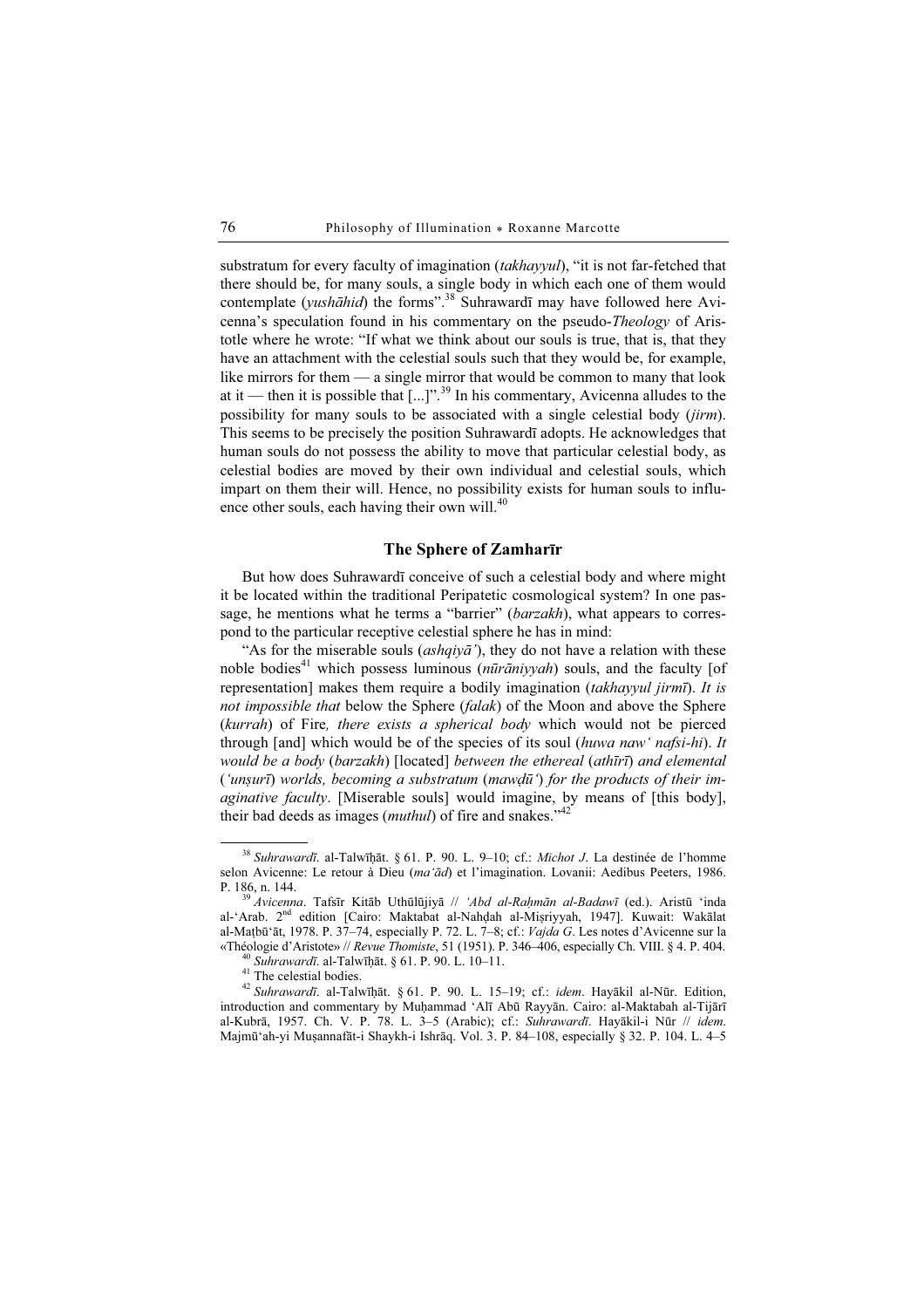substratum for every faculty of imagination (*takhayyul*), "it is not far-fetched that there should be, for many souls, a single body in which each one of them would contemplate (*yushāhid*) the forms".[38] Suhrawardī may have followed here Avicenna's speculation found in his commentary on the pseudo-*Theology* of Aristotle where he wrote: "If what we think about our souls is true, that is, that they have an attachment with the celestial souls such that they would be, for example, like mirrors for them — a single mirror that would be common to many that look at it — then it is possible that [...]".[39] In his commentary, Avicenna alludes to the possibility for many souls to be associated with a single celestial body (*jirm*). This seems to be precisely the position Suhrawardī adopts. He acknowledges that human souls do not possess the ability to move that particular celestial body, as celestial bodies are moved by their own individual and celestial souls, which impart on them their will. Hence, no possibility exists for human souls to influence other souls, each having their own will.[40]

## The Sphere of Zamharīr

But how does Suhrawardī conceive of such a celestial body and where might it be located within the traditional Peripatetic cosmological system? In one passage, he mentions what he terms a "barrier" (*barzakh*), what appears to correspond to the particular receptive celestial sphere he has in mind:

"As for the miserable souls (*ashqiyā'*), they do not have a relation with these noble bodies[41] which possess luminous (*nūrāniyyah*) souls, and the faculty [of representation] makes them require a bodily imagination (*takhayyul jirmī*). *It is not impossible that* below the Sphere (*falak*) of the Moon and above the Sphere (*kurrah*) of Fire*, there exists a spherical body* which would not be pierced through [and] which would be of the species of its soul (*huwa naw' nafsi-hi*). *It would be a body* (*barzakh*) [located] *between the ethereal* (*athīrī*) *and elemental* (*'unṣurī*) *worlds, becoming a substratum* (*mawḍū'*) *for the products of their imaginative faculty*. [Miserable souls] would imagine, by means of [this body], their bad deeds as images (*muthul*) of fire and snakes."[42]

---

[38] *Suhrawardī*. al-Talwīḥāt. § 61. P. 90. L. 9–10; cf.: *Michot J*. La destinée de l'homme selon Avicenne: Le retour à Dieu (*ma'ād*) et l'imagination. Lovanii: Aedibus Peeters, 1986. P. 186, n. 144.

[39] *Avicenna*. Tafsīr Kitāb Uthūlūjiyā // *'Abd al-Raḥmān al-Badawī* (ed.). Aristū 'inda al-'Arab. 2nd edition [Cairo: Maktabat al-Nahḍah al-Miṣriyyah, 1947]. Kuwait: Wakālat al-Maṭbū'āt, 1978. P. 37–74, especially P. 72. L. 7–8; cf.: *Vajda G*. Les notes d'Avicenne sur la «Théologie d'Aristote» // *Revue Thomiste*, 51 (1951). P. 346–406, especially Ch. VIII. § 4. P. 404.

[40] *Suhrawardī*. al-Talwīḥāt. § 61. P. 90. L. 10–11.

[41] The celestial bodies.

[42] *Suhrawardī*. al-Talwīḥāt. § 61. P. 90. L. 15–19; cf.: *idem*. Hayākil al-Nūr. Edition, introduction and commentary by Muḥammad 'Alī Abū Rayyān. Cairo: al-Maktabah al-Tijārī al-Kubrā, 1957. Ch. V. P. 78. L. 3–5 (Arabic); cf.: *Suhrawardī*. Hayākil-i Nūr // *idem*. Majmū'ah-yi Muṣannafāt-i Shaykh-i Ishrāq. Vol. 3. P. 84–108, especially § 32. P. 104. L. 4–5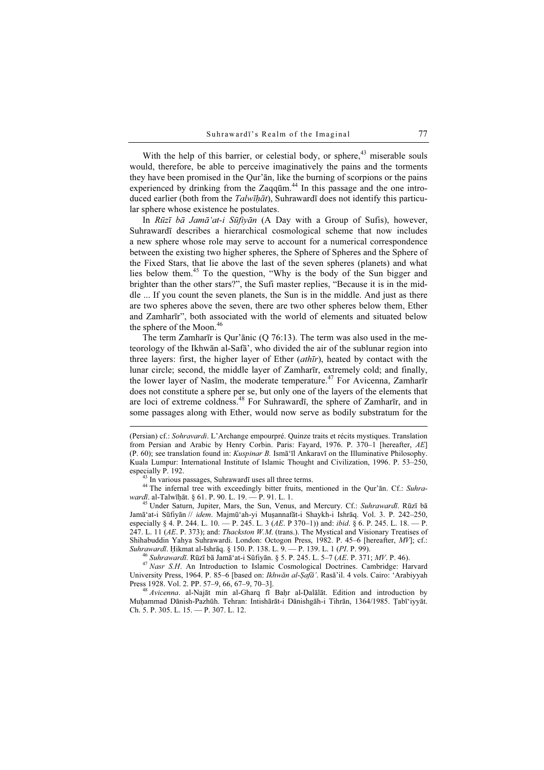With the help of this barrier, or celestial body, or sphere,[43] miserable souls would, therefore, be able to perceive imaginatively the pains and the torments they have been promised in the Qur'ān, like the burning of scorpions or the pains experienced by drinking from the Zaqqūm.[44] In this passage and the one introduced earlier (both from the *Talwīḥāt*), Suhrawardī does not identify this particular sphere whose existence he postulates.

In *Rūzī bā Jamā'at-i Sūfiyān* (A Day with a Group of Sufis), however, Suhrawardī describes a hierarchical cosmological scheme that now includes a new sphere whose role may serve to account for a numerical correspondence between the existing two higher spheres, the Sphere of Spheres and the Sphere of the Fixed Stars, that lie above the last of the seven spheres (planets) and what lies below them.[45] To the question, "Why is the body of the Sun bigger and brighter than the other stars?", the Sufi master replies, "Because it is in the middle ... If you count the seven planets, the Sun is in the middle. And just as there are two spheres above the seven, there are two other spheres below them, Ether and Zamharīr", both associated with the world of elements and situated below the sphere of the Moon.[46]

The term Zamharīr is Qur'ānic (Q 76:13). The term was also used in the meteorology of the Ikhwān al-Safā', who divided the air of the sublunar region into three layers: first, the higher layer of Ether (*athīr*), heated by contact with the lunar circle; second, the middle layer of Zamharīr, extremely cold; and finally, the lower layer of Nasīm, the moderate temperature.[47] For Avicenna, Zamharīr does not constitute a sphere per se, but only one of the layers of the elements that are loci of extreme coldness.[48] For Suhrawardī, the sphere of Zamharīr, and in some passages along with Ether, would now serve as bodily substratum for the

---

(Persian) cf.: *Sohravardi*. L'Archange empourpré. Quinze traits et récits mystiques. Translation from Persian and Arabic by Henry Corbin. Paris: Fayard, 1976. P. 370–1 [hereafter, *AE*] (P. 60); see translation found in: *Kuspinar B.* Ismā'īl Ankaravī on the Illuminative Philosophy. Kuala Lumpur: International Institute of Islamic Thought and Civilization, 1996. P. 53–250, especially P. 192.

[43] In various passages, Suhrawardī uses all three terms.

[44] The infernal tree with exceedingly bitter fruits, mentioned in the Qur'ān. Cf.: *Suhrawardī*. al-Talwīḥāt. § 61. P. 90. L. 19. — P. 91. L. 1.

[45] Under Saturn, Jupiter, Mars, the Sun, Venus, and Mercury. Cf.: *Suhrawardī*. Rūzī bā Jamā'at-i Sūfiyān // *idem*. Majmū'ah-yi Muṣannafāt-i Shaykh-i Ishrāq. Vol. 3. P. 242–250, especially § 4. P. 244. L. 10. — P. 245. L. 3 (*AE*. P 370–1)) and: *ibid*. § 6. P. 245. L. 18. — P. 247. L. 11 (*AE*. P. 373); and: *Thackston W.M.* (trans.). The Mystical and Visionary Treatises of Shihabuddin Yahya Suhrawardi. London: Octogon Press, 1982. P. 45–6 [hereafter, *MV*]; cf.: *Suhrawardī*. Ḥikmat al-Ishrāq. § 150. P. 138. L. 9. — P. 139. L. 1 (*PI*. P. 99).

[46] *Suhrawardī*. Rūzī bā Jamā'at-i Sūfiyān. § 5. P. 245. L. 5–7 (*AE*. P. 371; *MV*. P. 46).

[47] *Nasr S.H*. An Introduction to Islamic Cosmological Doctrines. Cambridge: Harvard University Press, 1964. P. 85–6 [based on: *Ikhwān al-Ṣafā'*. Rasā'il. 4 vols. Cairo: 'Arabiyyah Press 1928. Vol. 2. PP. 57–9, 66, 67–9, 70–3].

[48] *Avicenna*. al-Najāt min al-Gharq fī Baḥr al-Ḍalālāt. Edition and introduction by Muḥammad Dānish-Pazhūh. Tehran: Intishārāt-i Dānishgāh-i Tihrān, 1364/1985. Ṭabī'iyyāt. Ch. 5. P. 305. L. 15. — P. 307. L. 12.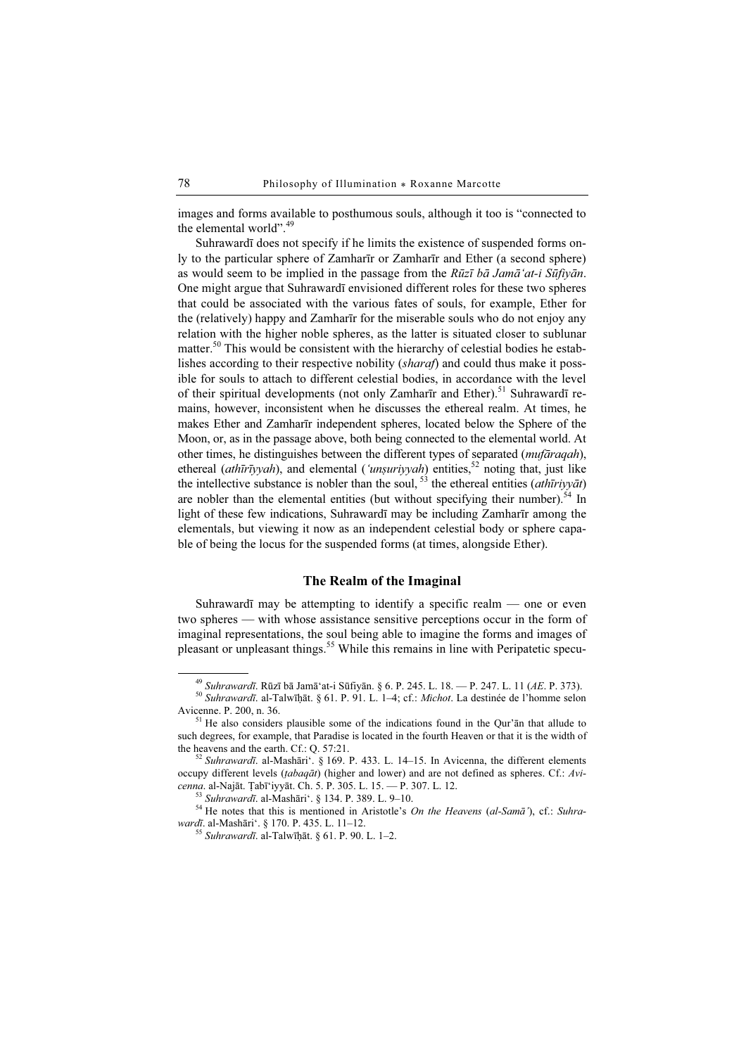images and forms available to posthumous souls, although it too is "connected to the elemental world".[49]

Suhrawardī does not specify if he limits the existence of suspended forms only to the particular sphere of Zamharīr or Zamharīr and Ether (a second sphere) as would seem to be implied in the passage from the *Rūzī bā Jamā'at-i Sūfiyān*. One might argue that Suhrawardī envisioned different roles for these two spheres that could be associated with the various fates of souls, for example, Ether for the (relatively) happy and Zamharīr for the miserable souls who do not enjoy any relation with the higher noble spheres, as the latter is situated closer to sublunar matter.[50] This would be consistent with the hierarchy of celestial bodies he establishes according to their respective nobility (*sharaf*) and could thus make it possible for souls to attach to different celestial bodies, in accordance with the level of their spiritual developments (not only Zamharīr and Ether).[51] Suhrawardī remains, however, inconsistent when he discusses the ethereal realm. At times, he makes Ether and Zamharīr independent spheres, located below the Sphere of the Moon, or, as in the passage above, both being connected to the elemental world. At other times, he distinguishes between the different types of separated (*mufāraqah*), ethereal (*athīrīyyah*), and elemental (*'unṣuriyyah*) entities,[52] noting that, just like the intellective substance is nobler than the soul,[53] the ethereal entities (*athīriyyāt*) are nobler than the elemental entities (but without specifying their number).[54] In light of these few indications, Suhrawardī may be including Zamharīr among the elementals, but viewing it now as an independent celestial body or sphere capable of being the locus for the suspended forms (at times, alongside Ether).

## The Realm of the Imaginal

Suhrawardī may be attempting to identify a specific realm — one or even two spheres — with whose assistance sensitive perceptions occur in the form of imaginal representations, the soul being able to imagine the forms and images of pleasant or unpleasant things.[55] While this remains in line with Peripatetic specu-

---

[49] *Suhrawardī*. Rūzī bā Jamā'at-i Sūfiyān. § 6. P. 245. L. 18. — P. 247. L. 11 (*AE*. P. 373).

[50] *Suhrawardī*. al-Talwīḥāt. § 61. P. 91. L. 1–4; cf.: *Michot*. La destinée de l'homme selon Avicenne. P. 200, n. 36.

[51] He also considers plausible some of the indications found in the Qur'ān that allude to such degrees, for example, that Paradise is located in the fourth Heaven or that it is the width of the heavens and the earth. Cf.: Q. 57:21.

[52] *Suhrawardī*. al-Mashāri'. § 169. P. 433. L. 14–15. In Avicenna, the different elements occupy different levels (*ṭabaqāt*) (higher and lower) and are not defined as spheres. Cf.: *Avicenna*. al-Najāt. Ṭabī'iyyāt. Ch. 5. P. 305. L. 15. — P. 307. L. 12.

[53] *Suhrawardī*. al-Mashāri'. § 134. P. 389. L. 9–10.

[54] He notes that this is mentioned in Aristotle's *On the Heavens* (*al-Samā'*), cf.: *Suhrawardī*. al-Mashāri'. § 170. P. 435. L. 11–12.

[55] *Suhrawardī*. al-Talwīḥāt. § 61. P. 90. L. 1–2.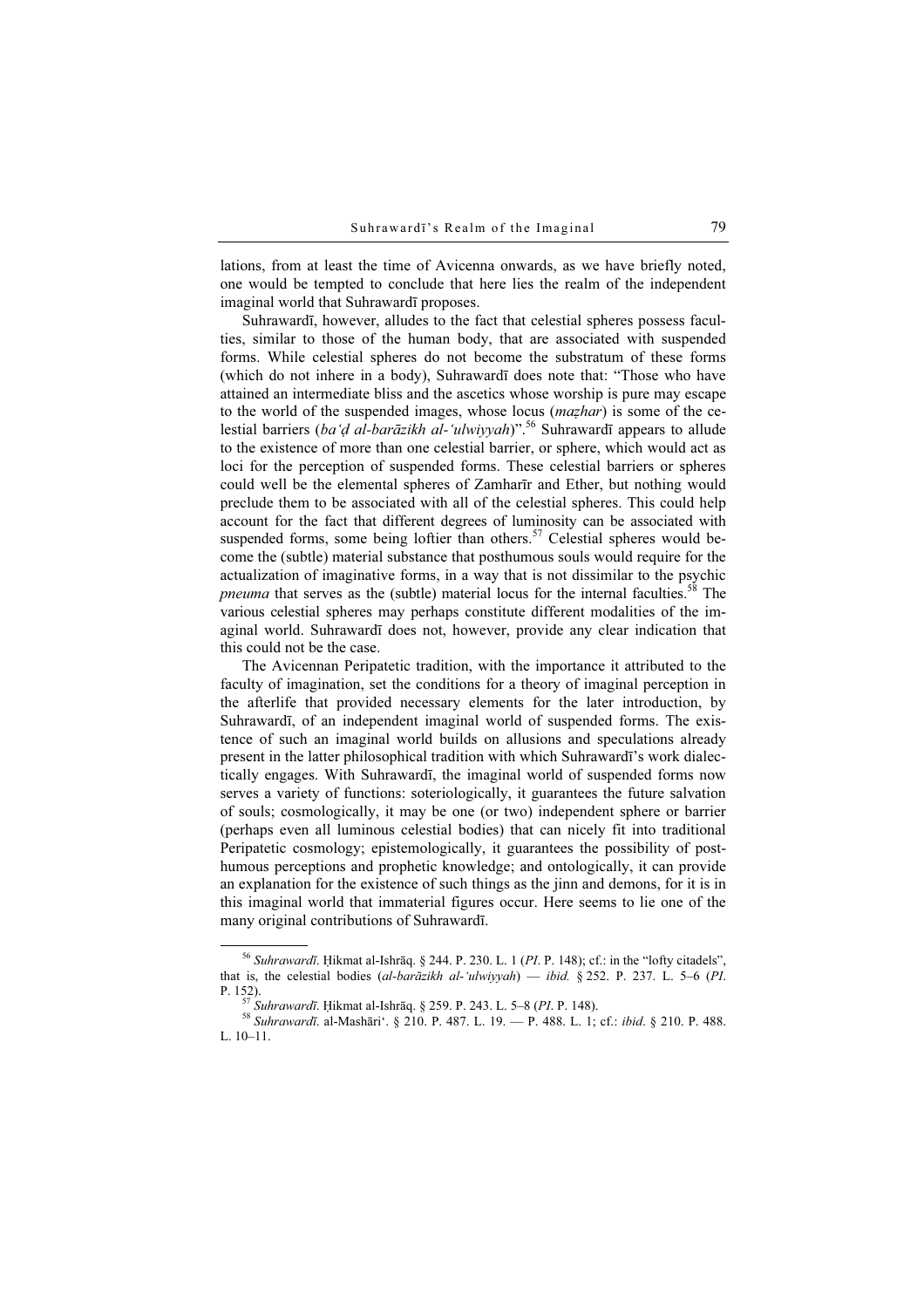lations, from at least the time of Avicenna onwards, as we have briefly noted, one would be tempted to conclude that here lies the realm of the independent imaginal world that Suhrawardī proposes.

Suhrawardī, however, alludes to the fact that celestial spheres possess faculties, similar to those of the human body, that are associated with suspended forms. While celestial spheres do not become the substratum of these forms (which do not inhere in a body), Suhrawardī does note that: "Those who have attained an intermediate bliss and the ascetics whose worship is pure may escape to the world of the suspended images, whose locus (*maẓhar*) is some of the celestial barriers (*ba'ḍ al-barāzikh al-'ulwiyyah*)".[56] Suhrawardī appears to allude to the existence of more than one celestial barrier, or sphere, which would act as loci for the perception of suspended forms. These celestial barriers or spheres could well be the elemental spheres of Zamharīr and Ether, but nothing would preclude them to be associated with all of the celestial spheres. This could help account for the fact that different degrees of luminosity can be associated with suspended forms, some being loftier than others.[57] Celestial spheres would become the (subtle) material substance that posthumous souls would require for the actualization of imaginative forms, in a way that is not dissimilar to the psychic *pneuma* that serves as the (subtle) material locus for the internal faculties.[58] The various celestial spheres may perhaps constitute different modalities of the imaginal world. Suhrawardī does not, however, provide any clear indication that this could not be the case.

The Avicennan Peripatetic tradition, with the importance it attributed to the faculty of imagination, set the conditions for a theory of imaginal perception in the afterlife that provided necessary elements for the later introduction, by Suhrawardī, of an independent imaginal world of suspended forms. The existence of such an imaginal world builds on allusions and speculations already present in the latter philosophical tradition with which Suhrawardī's work dialectically engages. With Suhrawardī, the imaginal world of suspended forms now serves a variety of functions: soteriologically, it guarantees the future salvation of souls; cosmologically, it may be one (or two) independent sphere or barrier (perhaps even all luminous celestial bodies) that can nicely fit into traditional Peripatetic cosmology; epistemologically, it guarantees the possibility of posthumous perceptions and prophetic knowledge; and ontologically, it can provide an explanation for the existence of such things as the jinn and demons, for it is in this imaginal world that immaterial figures occur. Here seems to lie one of the many original contributions of Suhrawardī.

---

[56] *Suhrawardī*. Ḥikmat al-Ishrāq. § 244. P. 230. L. 1 (*PI*. P. 148); cf.: in the "lofty citadels", that is, the celestial bodies (*al-barāzikh al-'ulwiyyah*) — *ibid.* § 252. P. 237. L. 5–6 (*PI*. P. 152).

[57] *Suhrawardī*. Ḥikmat al-Ishrāq. § 259. P. 243. L. 5–8 (*PI*. P. 148).

[58] *Suhrawardī*. al-Mashāri'. § 210. P. 487. L. 19. — P. 488. L. 1; cf.: *ibid*. § 210. P. 488. L. 10–11.